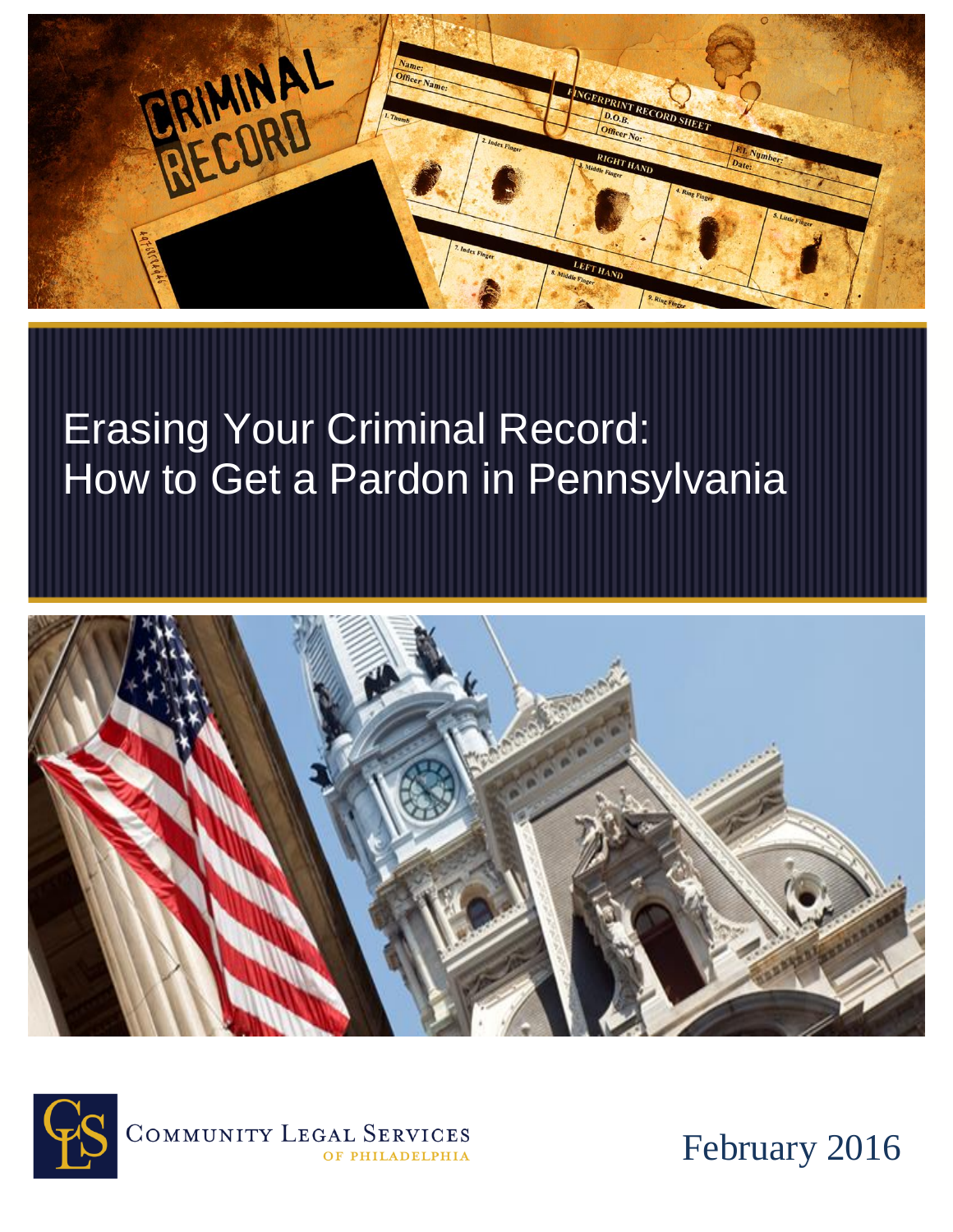# Erasing Your Criminal Record: How to Get a Pardon in Pennsylvania

Community Legal Services of Philadelphia

February 2016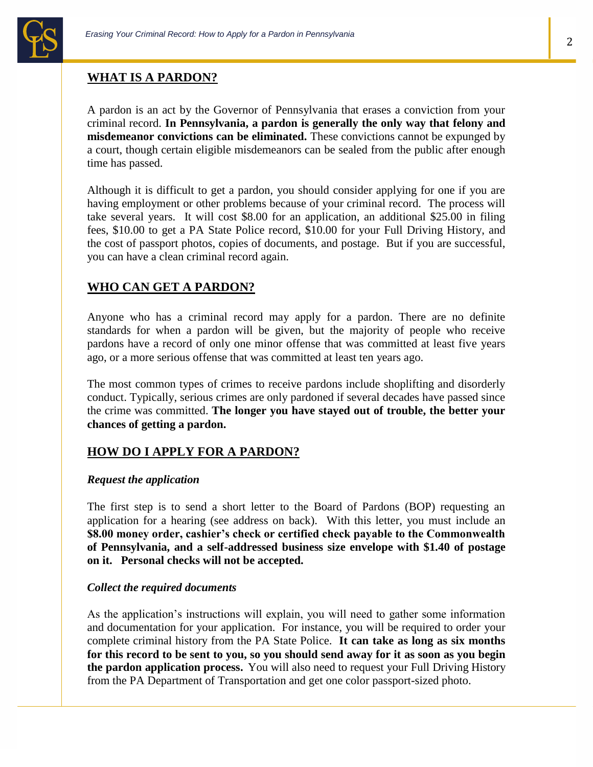## WHAT IS A PARDON?

A pardon is an act by the Governor of Pennsylvania that erases a conviction from your criminal record. **In Pennsylvania, a pardon is generally the only way that felony and misdemeanor convictions can be eliminated.** These convictions cannot be expunged by a court, though certain eligible misdemeanors can be sealed from the public after enough time has passed.

Although it is difficult to get a pardon, you should consider applying for one if you are having employment or other problems because of your criminal record. The process will take several years. It will cost $8.00 for an application, an additional $25.00 in filing fees, $10.00 to get a PA State Police record, $10.00 for your Full Driving History, and the cost of passport photos, copies of documents, and postage. But if you are successful, you can have a clean criminal record again.

## WHO CAN GET A PARDON?

Anyone who has a criminal record may apply for a pardon. There are no definite standards for when a pardon will be given, but the majority of people who receive pardons have a record of only one minor offense that was committed at least five years ago, or a more serious offense that was committed at least ten years ago.

The most common types of crimes to receive pardons include shoplifting and disorderly conduct. Typically, serious crimes are only pardoned if several decades have passed since the crime was committed. **The longer you have stayed out of trouble, the better your chances of getting a pardon.**

## HOW DO I APPLY FOR A PARDON?

### *Request the application*

The first step is to send a short letter to the Board of Pardons (BOP) requesting an application for a hearing (see address on back). With this letter, you must include an **$8.00 money order, cashier's check or certified check payable to the Commonwealth of Pennsylvania, and a self-addressed business size envelope with $1.40 of postage on it. Personal checks will not be accepted.**

### *Collect the required documents*

As the application's instructions will explain, you will need to gather some information and documentation for your application. For instance, you will be required to order your complete criminal history from the PA State Police. **It can take as long as six months for this record to be sent to you, so you should send away for it as soon as you begin the pardon application process.** You will also need to request your Full Driving History from the PA Department of Transportation and get one color passport-sized photo.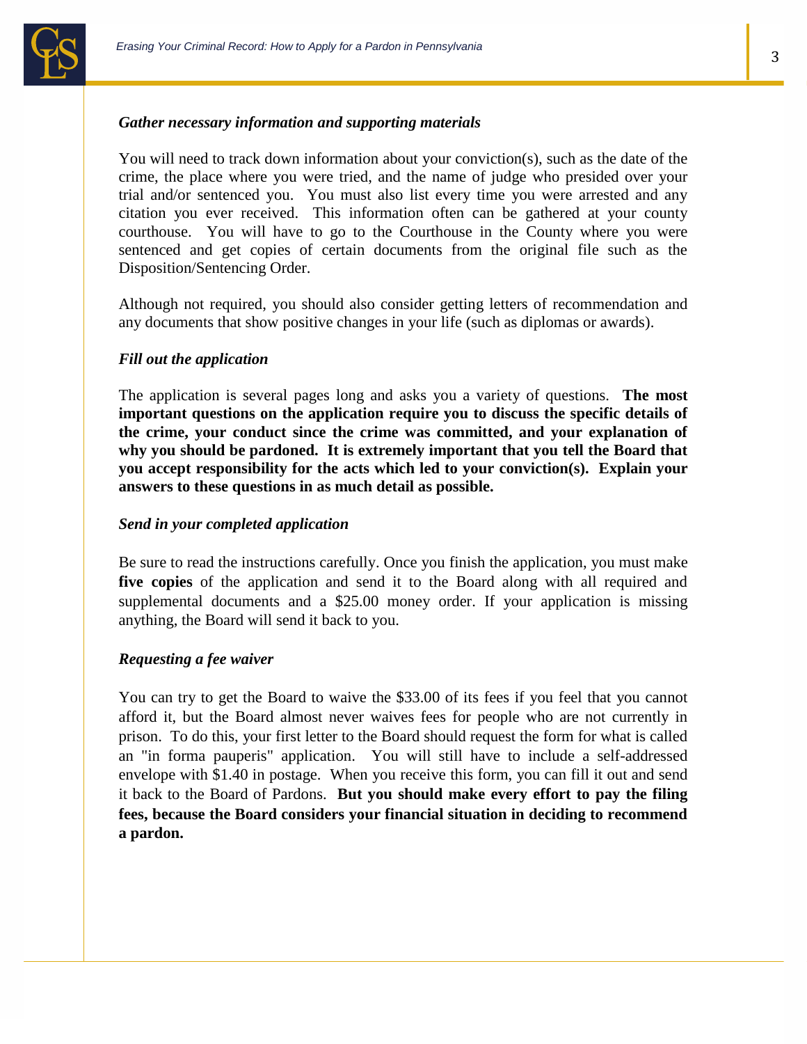### *Gather necessary information and supporting materials*

You will need to track down information about your conviction(s), such as the date of the crime, the place where you were tried, and the name of judge who presided over your trial and/or sentenced you. You must also list every time you were arrested and any citation you ever received. This information often can be gathered at your county courthouse. You will have to go to the Courthouse in the County where you were sentenced and get copies of certain documents from the original file such as the Disposition/Sentencing Order.

Although not required, you should also consider getting letters of recommendation and any documents that show positive changes in your life (such as diplomas or awards).

### *Fill out the application*

The application is several pages long and asks you a variety of questions. **The most important questions on the application require you to discuss the specific details of the crime, your conduct since the crime was committed, and your explanation of why you should be pardoned. It is extremely important that you tell the Board that you accept responsibility for the acts which led to your conviction(s). Explain your answers to these questions in as much detail as possible.**

### *Send in your completed application*

Be sure to read the instructions carefully. Once you finish the application, you must make **five copies** of the application and send it to the Board along with all required and supplemental documents and a $25.00 money order. If your application is missing anything, the Board will send it back to you.

### *Requesting a fee waiver*

You can try to get the Board to waive the $33.00 of its fees if you feel that you cannot afford it, but the Board almost never waives fees for people who are not currently in prison. To do this, your first letter to the Board should request the form for what is called an "in forma pauperis" application. You will still have to include a self-addressed envelope with $1.40 in postage. When you receive this form, you can fill it out and send it back to the Board of Pardons. **But you should make every effort to pay the filing fees, because the Board considers your financial situation in deciding to recommend a pardon.**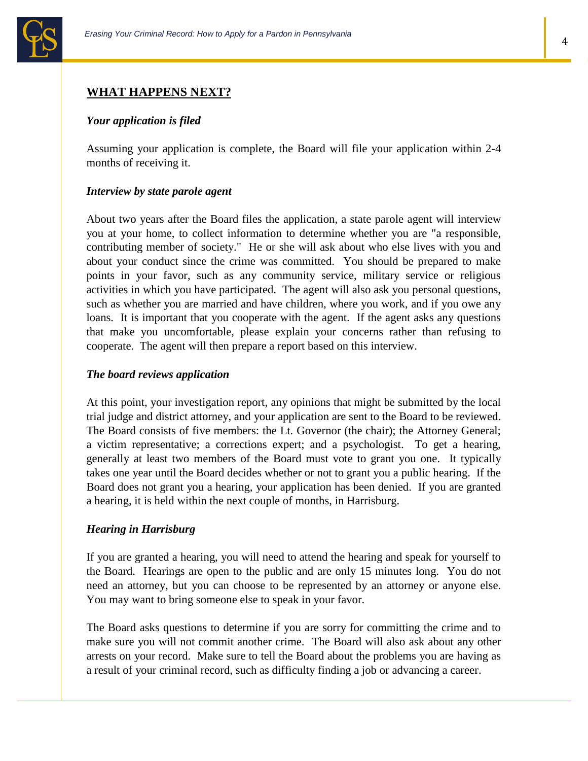## WHAT HAPPENS NEXT?

***Your application is filed***

Assuming your application is complete, the Board will file your application within 2-4 months of receiving it.

***Interview by state parole agent***

About two years after the Board files the application, a state parole agent will interview you at your home, to collect information to determine whether you are "a responsible, contributing member of society." He or she will ask about who else lives with you and about your conduct since the crime was committed. You should be prepared to make points in your favor, such as any community service, military service or religious activities in which you have participated. The agent will also ask you personal questions, such as whether you are married and have children, where you work, and if you owe any loans. It is important that you cooperate with the agent. If the agent asks any questions that make you uncomfortable, please explain your concerns rather than refusing to cooperate. The agent will then prepare a report based on this interview.

***The board reviews application***

At this point, your investigation report, any opinions that might be submitted by the local trial judge and district attorney, and your application are sent to the Board to be reviewed. The Board consists of five members: the Lt. Governor (the chair); the Attorney General; a victim representative; a corrections expert; and a psychologist. To get a hearing, generally at least two members of the Board must vote to grant you one. It typically takes one year until the Board decides whether or not to grant you a public hearing. If the Board does not grant you a hearing, your application has been denied. If you are granted a hearing, it is held within the next couple of months, in Harrisburg.

***Hearing in Harrisburg***

If you are granted a hearing, you will need to attend the hearing and speak for yourself to the Board. Hearings are open to the public and are only 15 minutes long. You do not need an attorney, but you can choose to be represented by an attorney or anyone else. You may want to bring someone else to speak in your favor.

The Board asks questions to determine if you are sorry for committing the crime and to make sure you will not commit another crime. The Board will also ask about any other arrests on your record. Make sure to tell the Board about the problems you are having as a result of your criminal record, such as difficulty finding a job or advancing a career.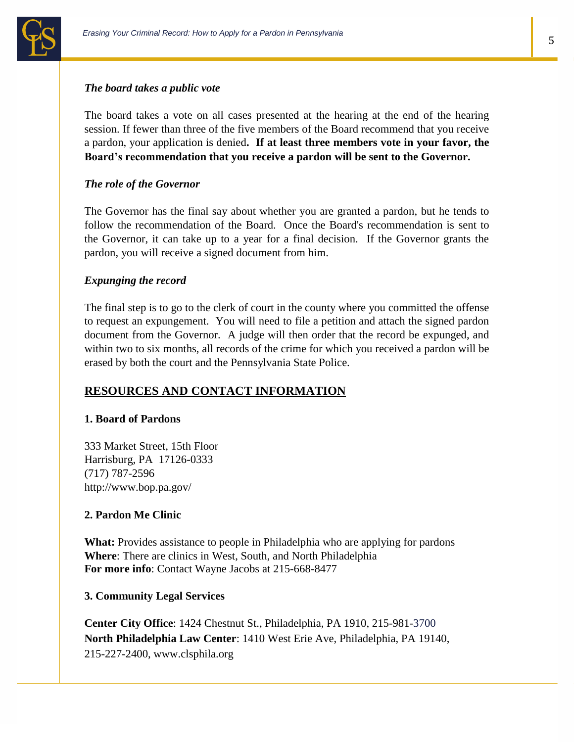***The board takes a public vote***

The board takes a vote on all cases presented at the hearing at the end of the hearing session. If fewer than three of the five members of the Board recommend that you receive a pardon, your application is denied**. If at least three members vote in your favor, the Board's recommendation that you receive a pardon will be sent to the Governor.**

***The role of the Governor***

The Governor has the final say about whether you are granted a pardon, but he tends to follow the recommendation of the Board. Once the Board's recommendation is sent to the Governor, it can take up to a year for a final decision. If the Governor grants the pardon, you will receive a signed document from him.

***Expunging the record***

The final step is to go to the clerk of court in the county where you committed the offense to request an expungement. You will need to file a petition and attach the signed pardon document from the Governor. A judge will then order that the record be expunged, and within two to six months, all records of the crime for which you received a pardon will be erased by both the court and the Pennsylvania State Police.

## RESOURCES AND CONTACT INFORMATION

### 1. Board of Pardons

333 Market Street, 15th Floor
Harrisburg, PA 17126-0333
(717) 787-2596
http://www.bop.pa.gov/

### 2. Pardon Me Clinic

**What:** Provides assistance to people in Philadelphia who are applying for pardons
**Where**: There are clinics in West, South, and North Philadelphia
**For more info**: Contact Wayne Jacobs at 215-668-8477

### 3. Community Legal Services

**Center City Office**: 1424 Chestnut St., Philadelphia, PA 1910, 215-981-3700
**North Philadelphia Law Center**: 1410 West Erie Ave, Philadelphia, PA 19140, 215-227-2400, www.clsphila.org